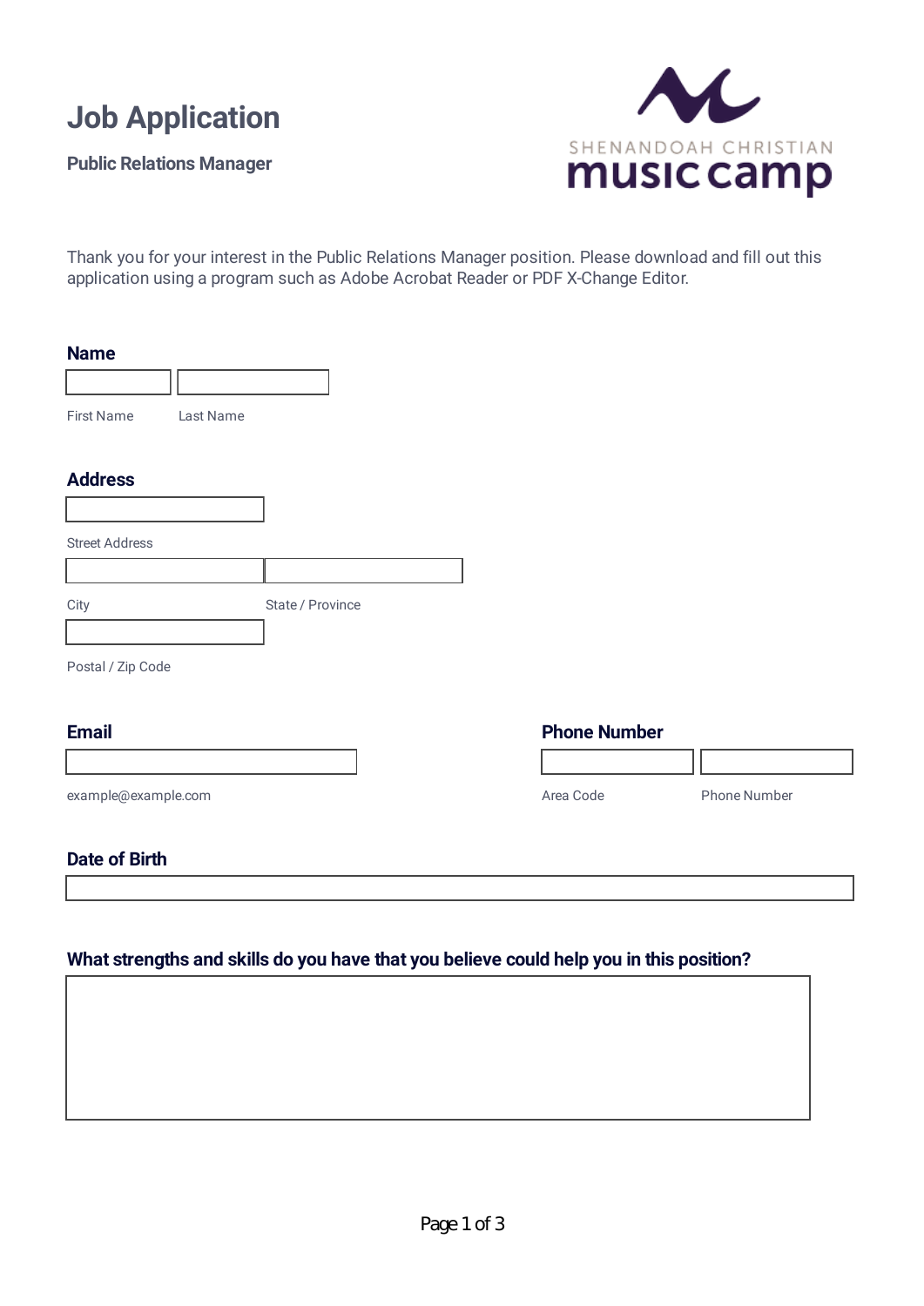# Job Application

**Public Relations Manager**

SHENANDOAH CHRISTIAN
**music camp**

Thank you for your interest in the Public Relations Manager position. Please download and fill out this application using a program such as Adobe Acrobat Reader or PDF X-Change Editor.

## Name

First Name

Last Name

## Address

Street Address

City

State / Province

Postal / Zip Code

## Email

example@example.com

## Phone Number

Area Code

Phone Number

## Date of Birth

## What strengths and skills do you have that you believe could help you in this position?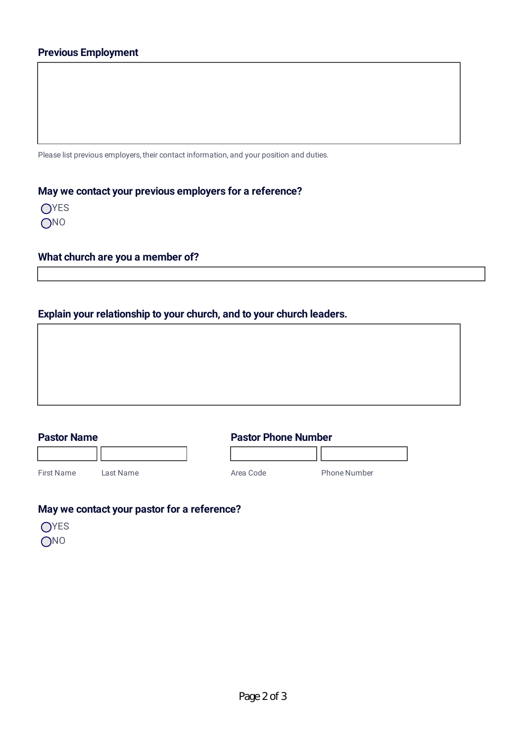**Previous Employment**

Please list previous employers, their contact information, and your position and duties.

**May we contact your previous employers for a reference?**

- ◯ YES
- ◯ NO

**What church are you a member of?**

**Explain your relationship to your church, and to your church leaders.**

**Pastor Name**

First Name | Last Name

**Pastor Phone Number**

Area Code | Phone Number

**May we contact your pastor for a reference?**

- ◯ YES
- ◯ NO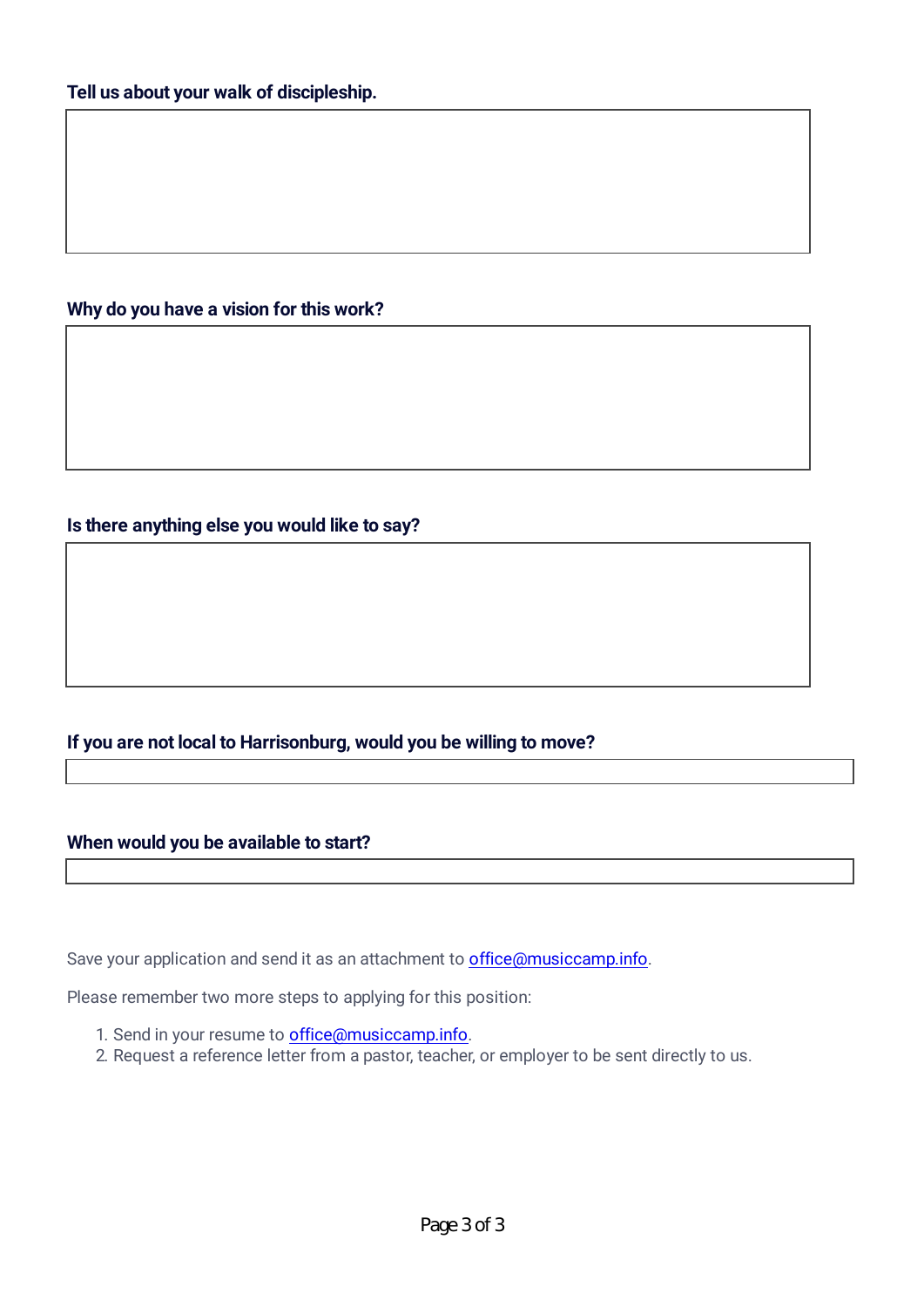**Tell us about your walk of discipleship.**

**Why do you have a vision for this work?**

**Is there anything else you would like to say?**

**If you are not local to Harrisonburg, would you be willing to move?**

**When would you be available to start?**

Save your application and send it as an attachment to office@musiccamp.info.

Please remember two more steps to applying for this position:

1. Send in your resume to office@musiccamp.info.
2. Request a reference letter from a pastor, teacher, or employer to be sent directly to us.